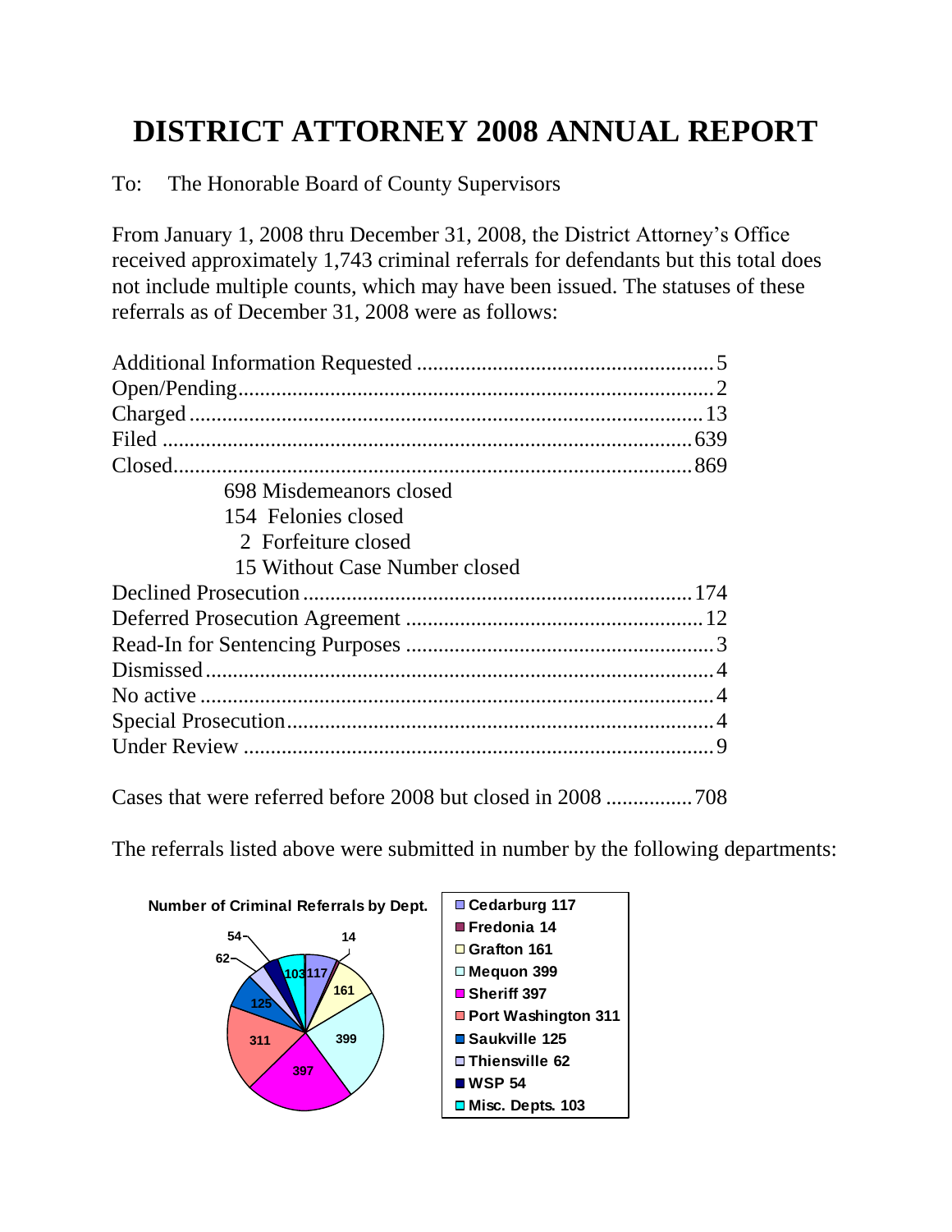# DISTRICT ATTORNEY 2008 ANNUAL REPORT

To: The Honorable Board of County Supervisors

From January 1, 2008 thru December 31, 2008, the District Attorney's Office received approximately 1,743 criminal referrals for defendants but this total does not include multiple counts, which may have been issued. The statuses of these referrals as of December 31, 2008 were as follows:

| Status | Number |
|---|---|
| Additional Information Requested | 5 |
| Open/Pending | 2 |
| Charged | 13 |
| Filed | 639 |
| Closed | 869 |
| 698 Misdemeanors closed | |
| 154 Felonies closed | |
| 2 Forfeiture closed | |
| 15 Without Case Number closed | |
| Declined Prosecution | 174 |
| Deferred Prosecution Agreement | 12 |
| Read-In for Sentencing Purposes | 3 |
| Dismissed | 4 |
| No active | 4 |
| Special Prosecution | 4 |
| Under Review | 9 |

Cases that were referred before 2008 but closed in 2008 ................708

The referrals listed above were submitted in number by the following departments:

**Number of Criminal Referrals by Dept.**

| Department | Referrals |
|---|---|
| Cedarburg | 117 |
| Fredonia | 14 |
| Grafton | 161 |
| Mequon | 399 |
| Sheriff | 397 |
| Port Washington | 311 |
| Saukville | 125 |
| Thiensville | 62 |
| WSP | 54 |
| Misc. Depts. | 103 |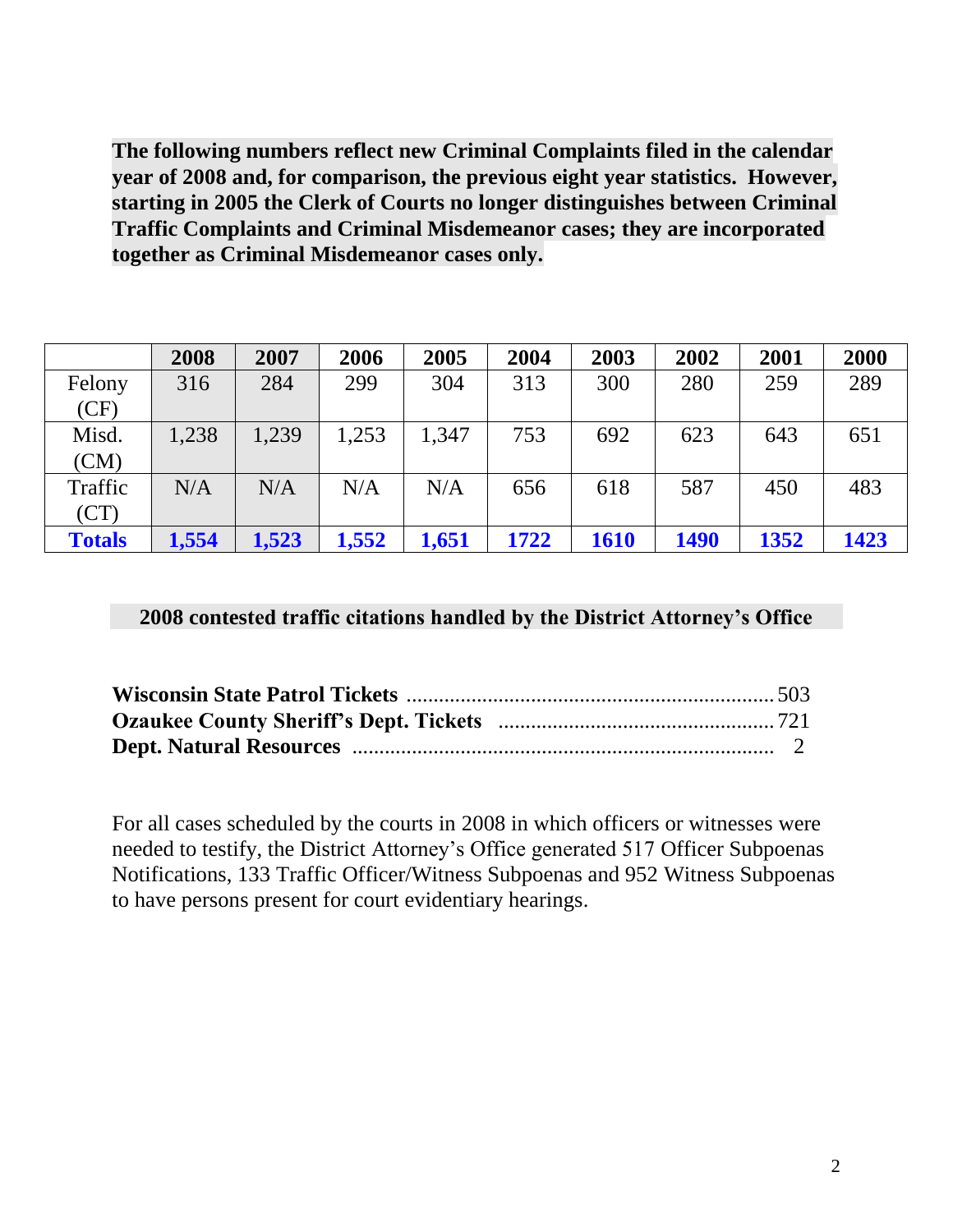**The following numbers reflect new Criminal Complaints filed in the calendar year of 2008 and, for comparison, the previous eight year statistics. However, starting in 2005 the Clerk of Courts no longer distinguishes between Criminal Traffic Complaints and Criminal Misdemeanor cases; they are incorporated together as Criminal Misdemeanor cases only.**

| | 2008 | 2007 | 2006 | 2005 | 2004 | 2003 | 2002 | 2001 | 2000 |
|---|---|---|---|---|---|---|---|---|---|
| Felony (CF) | 316 | 284 | 299 | 304 | 313 | 300 | 280 | 259 | 289 |
| Misd. (CM) | 1,238 | 1,239 | 1,253 | 1,347 | 753 | 692 | 623 | 643 | 651 |
| Traffic (CT) | N/A | N/A | N/A | N/A | 656 | 618 | 587 | 450 | 483 |
| **Totals** | **1,554** | **1,523** | **1,552** | **1,651** | **1722** | **1610** | **1490** | **1352** | **1423** |

**2008 contested traffic citations handled by the District Attorney's Office**

**Wisconsin State Patrol Tickets** .................... 503
**Ozaukee County Sheriff's Dept. Tickets** .................... 721
**Dept. Natural Resources** .................... 2

For all cases scheduled by the courts in 2008 in which officers or witnesses were needed to testify, the District Attorney's Office generated 517 Officer Subpoenas Notifications, 133 Traffic Officer/Witness Subpoenas and 952 Witness Subpoenas to have persons present for court evidentiary hearings.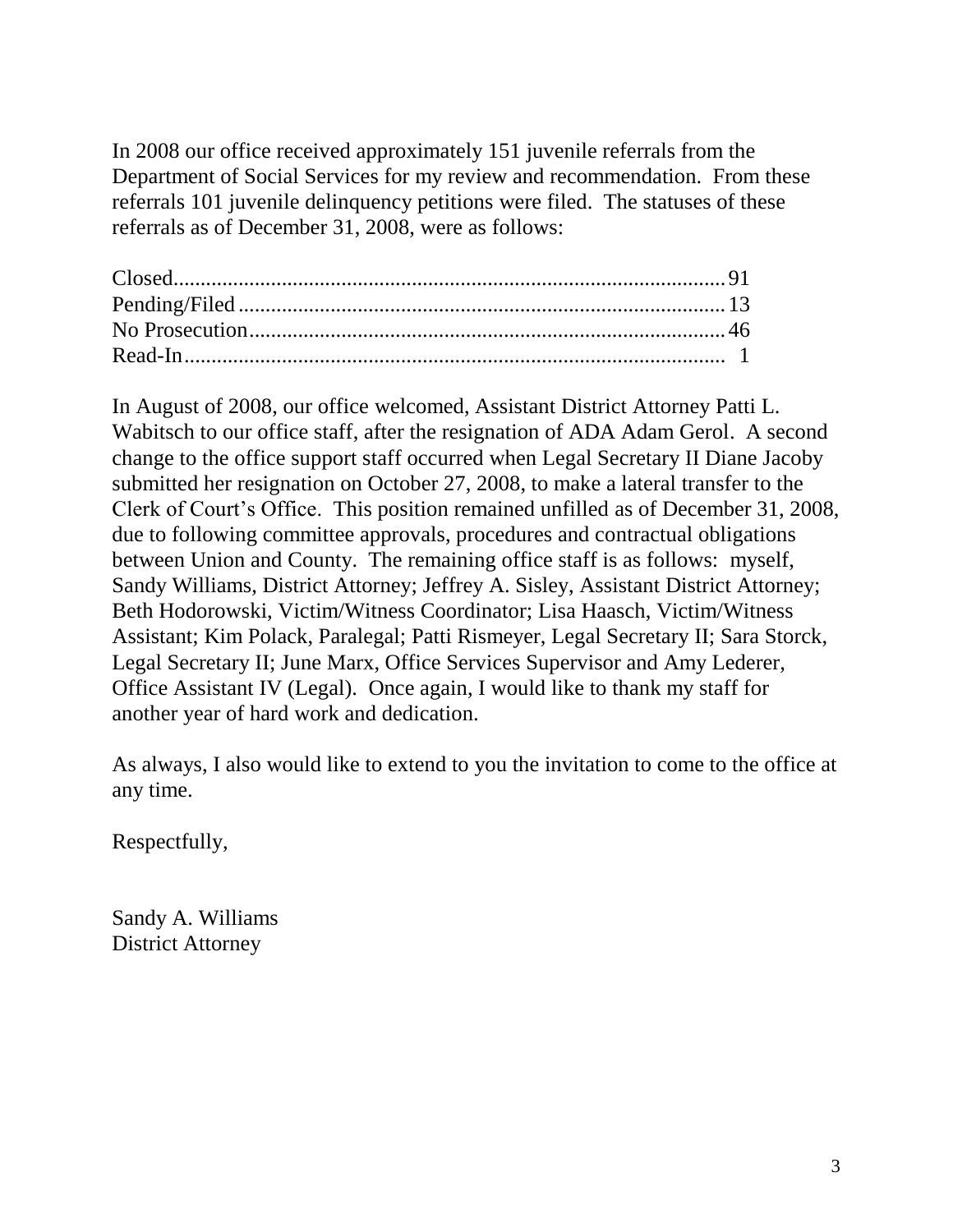In 2008 our office received approximately 151 juvenile referrals from the Department of Social Services for my review and recommendation. From these referrals 101 juvenile delinquency petitions were filed. The statuses of these referrals as of December 31, 2008, were as follows:

| | |
|---|---|
| Closed | 91 |
| Pending/Filed | 13 |
| No Prosecution | 46 |
| Read-In | 1 |

In August of 2008, our office welcomed, Assistant District Attorney Patti L. Wabitsch to our office staff, after the resignation of ADA Adam Gerol. A second change to the office support staff occurred when Legal Secretary II Diane Jacoby submitted her resignation on October 27, 2008, to make a lateral transfer to the Clerk of Court's Office. This position remained unfilled as of December 31, 2008, due to following committee approvals, procedures and contractual obligations between Union and County. The remaining office staff is as follows: myself, Sandy Williams, District Attorney; Jeffrey A. Sisley, Assistant District Attorney; Beth Hodorowski, Victim/Witness Coordinator; Lisa Haasch, Victim/Witness Assistant; Kim Polack, Paralegal; Patti Rismeyer, Legal Secretary II; Sara Storck, Legal Secretary II; June Marx, Office Services Supervisor and Amy Lederer, Office Assistant IV (Legal). Once again, I would like to thank my staff for another year of hard work and dedication.

As always, I also would like to extend to you the invitation to come to the office at any time.

Respectfully,

Sandy A. Williams
District Attorney